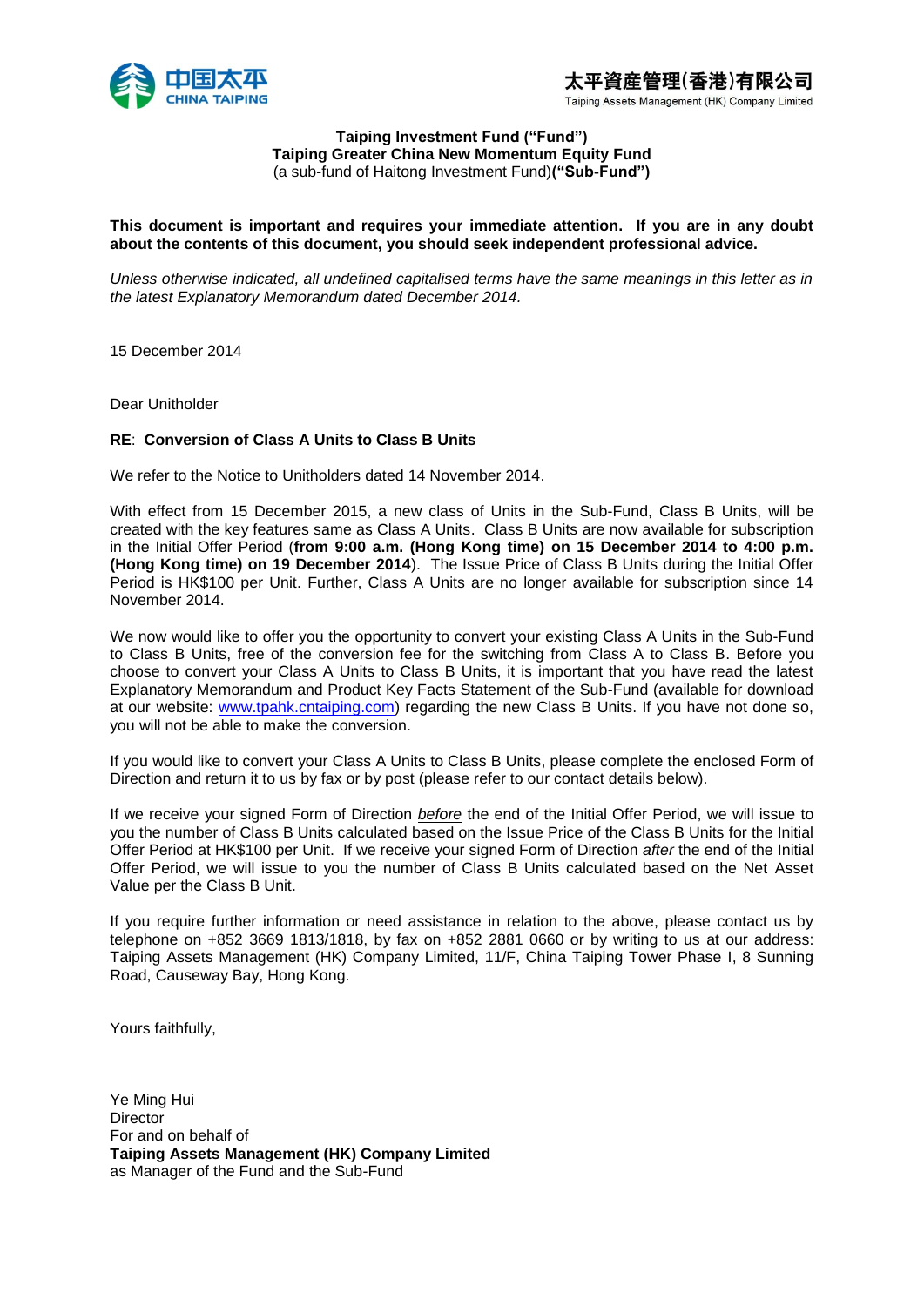中国太平
CHINA TAIPING

太平資產管理(香港)有限公司
Taiping Assets Management (HK) Company Limited

**Taiping Investment Fund ("Fund")**
**Taiping Greater China New Momentum Equity Fund**
(a sub-fund of Haitong Investment Fund)**("Sub-Fund")**

**This document is important and requires your immediate attention. If you are in any doubt about the contents of this document, you should seek independent professional advice.**

*Unless otherwise indicated, all undefined capitalised terms have the same meanings in this letter as in the latest Explanatory Memorandum dated December 2014.*

15 December 2014

Dear Unitholder

**RE**: **Conversion of Class A Units to Class B Units**

We refer to the Notice to Unitholders dated 14 November 2014.

With effect from 15 December 2015, a new class of Units in the Sub-Fund, Class B Units, will be created with the key features same as Class A Units. Class B Units are now available for subscription in the Initial Offer Period (**from 9:00 a.m. (Hong Kong time) on 15 December 2014 to 4:00 p.m. (Hong Kong time) on 19 December 2014**). The Issue Price of Class B Units during the Initial Offer Period is HK$100 per Unit. Further, Class A Units are no longer available for subscription since 14 November 2014.

We now would like to offer you the opportunity to convert your existing Class A Units in the Sub-Fund to Class B Units, free of the conversion fee for the switching from Class A to Class B. Before you choose to convert your Class A Units to Class B Units, it is important that you have read the latest Explanatory Memorandum and Product Key Facts Statement of the Sub-Fund (available for download at our website: www.tpahk.cntaiping.com) regarding the new Class B Units. If you have not done so, you will not be able to make the conversion.

If you would like to convert your Class A Units to Class B Units, please complete the enclosed Form of Direction and return it to us by fax or by post (please refer to our contact details below).

If we receive your signed Form of Direction *before* the end of the Initial Offer Period, we will issue to you the number of Class B Units calculated based on the Issue Price of the Class B Units for the Initial Offer Period at HK$100 per Unit. If we receive your signed Form of Direction *after* the end of the Initial Offer Period, we will issue to you the number of Class B Units calculated based on the Net Asset Value per the Class B Unit.

If you require further information or need assistance in relation to the above, please contact us by telephone on +852 3669 1813/1818, by fax on +852 2881 0660 or by writing to us at our address: Taiping Assets Management (HK) Company Limited, 11/F, China Taiping Tower Phase I, 8 Sunning Road, Causeway Bay, Hong Kong.

Yours faithfully,

Ye Ming Hui
Director
For and on behalf of
**Taiping Assets Management (HK) Company Limited**
as Manager of the Fund and the Sub-Fund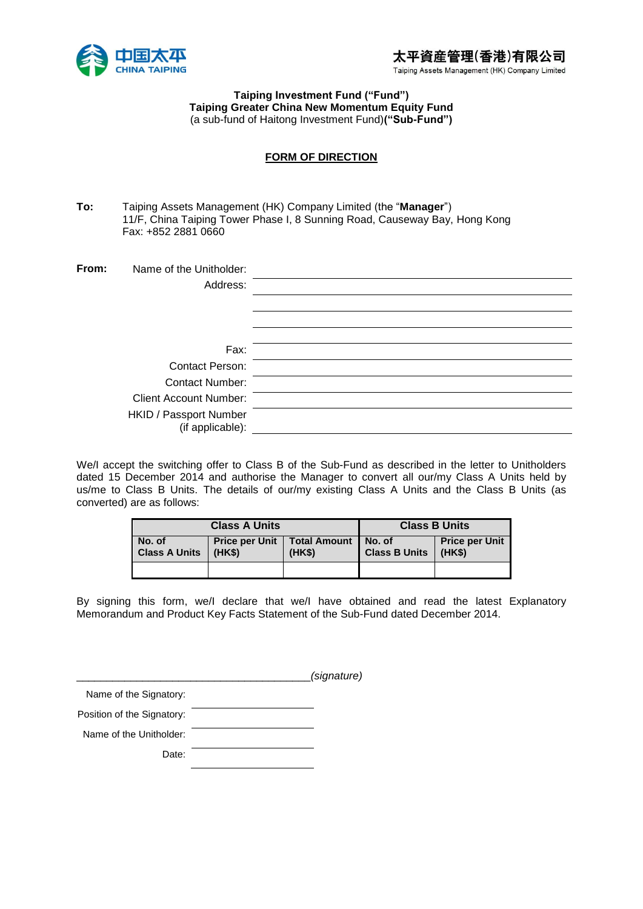中国太平
CHINA TAIPING

太平資産管理(香港)有限公司
Taiping Assets Management (HK) Company Limited

**Taiping Investment Fund ("Fund")**
**Taiping Greater China New Momentum Equity Fund**
(a sub-fund of Haitong Investment Fund)**("Sub-Fund")**

## FORM OF DIRECTION

**To:** Taiping Assets Management (HK) Company Limited (the "**Manager**")
11/F, China Taiping Tower Phase I, 8 Sunning Road, Causeway Bay, Hong Kong
Fax: +852 2881 0660

**From:**

Name of the Unitholder: ____________________

Address: ____________________

____________________

____________________

Fax: ____________________

Contact Person: ____________________

Contact Number: ____________________

Client Account Number: ____________________

HKID / Passport Number (if applicable): ____________________

We/I accept the switching offer to Class B of the Sub-Fund as described in the letter to Unitholders dated 15 December 2014 and authorise the Manager to convert all our/my Class A Units held by us/me to Class B Units. The details of our/my existing Class A Units and the Class B Units (as converted) are as follows:

| Class A Units | | | Class B Units | |
|---|---|---|---|---|
| **No. of Class A Units** | **Price per Unit (HK$)** | **Total Amount (HK$)** | **No. of Class B Units** | **Price per Unit (HK$)** |
| | | | | |

By signing this form, we/I declare that we/I have obtained and read the latest Explanatory Memorandum and Product Key Facts Statement of the Sub-Fund dated December 2014.

________________________________________*(signature)*

Name of the Signatory: ____________________

Position of the Signatory: ____________________

Name of the Unitholder: ____________________

Date: ____________________